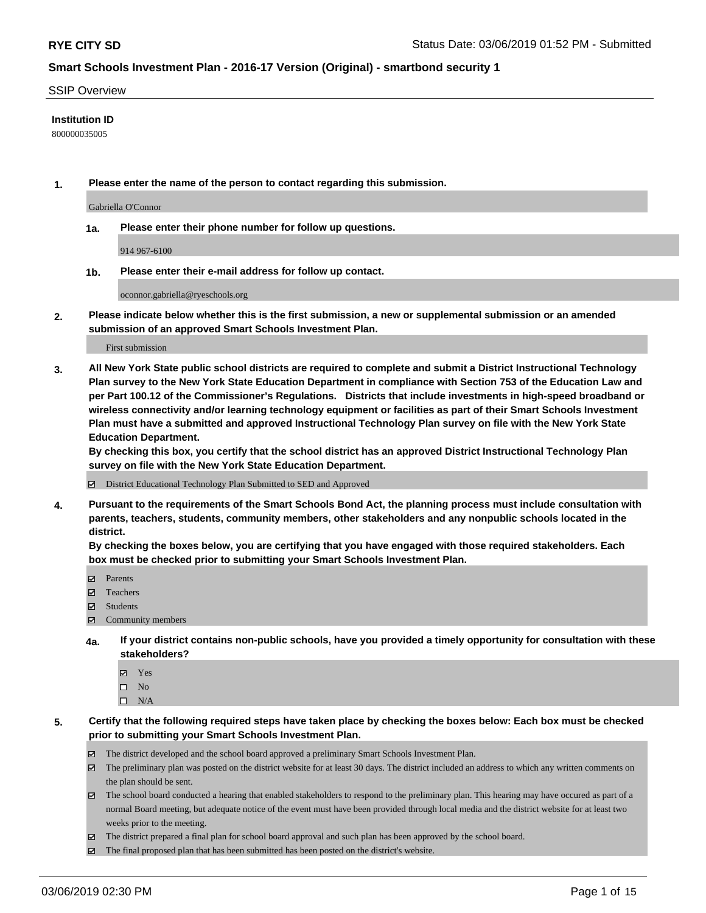**RYE CITY SD**

Status Date: 03/06/2019 01:52 PM - Submitted

**Smart Schools Investment Plan - 2016-17 Version (Original) - smartbond security 1**

SSIP Overview

**Institution ID**

800000035005

**1. Please enter the name of the person to contact regarding this submission.**

Gabriella O'Connor

**1a. Please enter their phone number for follow up questions.**

914 967-6100

**1b. Please enter their e-mail address for follow up contact.**

oconnor.gabriella@ryeschools.org

**2. Please indicate below whether this is the first submission, a new or supplemental submission or an amended submission of an approved Smart Schools Investment Plan.**

First submission

**3. All New York State public school districts are required to complete and submit a District Instructional Technology Plan survey to the New York State Education Department in compliance with Section 753 of the Education Law and per Part 100.12 of the Commissioner's Regulations. Districts that include investments in high-speed broadband or wireless connectivity and/or learning technology equipment or facilities as part of their Smart Schools Investment Plan must have a submitted and approved Instructional Technology Plan survey on file with the New York State Education Department.**
**By checking this box, you certify that the school district has an approved District Instructional Technology Plan survey on file with the New York State Education Department.**

- [x] District Educational Technology Plan Submitted to SED and Approved

**4. Pursuant to the requirements of the Smart Schools Bond Act, the planning process must include consultation with parents, teachers, students, community members, other stakeholders and any nonpublic schools located in the district.**
**By checking the boxes below, you are certifying that you have engaged with those required stakeholders. Each box must be checked prior to submitting your Smart Schools Investment Plan.**

- [x] Parents
- [x] Teachers
- [x] Students
- [x] Community members

**4a. If your district contains non-public schools, have you provided a timely opportunity for consultation with these stakeholders?**

- [x] Yes
- [ ] No
- [ ] N/A

**5. Certify that the following required steps have taken place by checking the boxes below: Each box must be checked prior to submitting your Smart Schools Investment Plan.**

- [x] The district developed and the school board approved a preliminary Smart Schools Investment Plan.
- [x] The preliminary plan was posted on the district website for at least 30 days. The district included an address to which any written comments on the plan should be sent.
- [x] The school board conducted a hearing that enabled stakeholders to respond to the preliminary plan. This hearing may have occured as part of a normal Board meeting, but adequate notice of the event must have been provided through local media and the district website for at least two weeks prior to the meeting.
- [x] The district prepared a final plan for school board approval and such plan has been approved by the school board.
- [x] The final proposed plan that has been submitted has been posted on the district's website.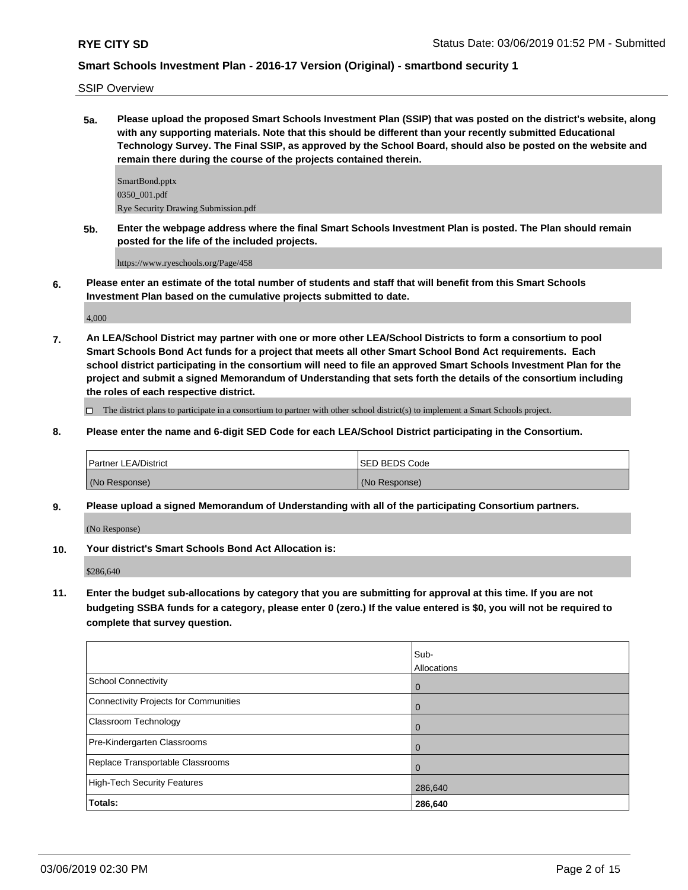SSIP Overview

**5a. Please upload the proposed Smart Schools Investment Plan (SSIP) that was posted on the district's website, along with any supporting materials. Note that this should be different than your recently submitted Educational Technology Survey. The Final SSIP, as approved by the School Board, should also be posted on the website and remain there during the course of the projects contained therein.**

SmartBond.pptx
0350_001.pdf
Rye Security Drawing Submission.pdf

**5b. Enter the webpage address where the final Smart Schools Investment Plan is posted. The Plan should remain posted for the life of the included projects.**

https://www.ryeschools.org/Page/458

**6. Please enter an estimate of the total number of students and staff that will benefit from this Smart Schools Investment Plan based on the cumulative projects submitted to date.**

4,000

**7. An LEA/School District may partner with one or more other LEA/School Districts to form a consortium to pool Smart Schools Bond Act funds for a project that meets all other Smart School Bond Act requirements. Each school district participating in the consortium will need to file an approved Smart Schools Investment Plan for the project and submit a signed Memorandum of Understanding that sets forth the details of the consortium including the roles of each respective district.**

☐ The district plans to participate in a consortium to partner with other school district(s) to implement a Smart Schools project.

**8. Please enter the name and 6-digit SED Code for each LEA/School District participating in the Consortium.**

| Partner LEA/District | SED BEDS Code |
|---|---|
| (No Response) | (No Response) |

**9. Please upload a signed Memorandum of Understanding with all of the participating Consortium partners.**

(No Response)

**10. Your district's Smart Schools Bond Act Allocation is:**

$286,640

**11. Enter the budget sub-allocations by category that you are submitting for approval at this time. If you are not budgeting SSBA funds for a category, please enter 0 (zero.) If the value entered is $0, you will not be required to complete that survey question.**

| | Sub-Allocations |
|---|---|
| School Connectivity | 0 |
| Connectivity Projects for Communities | 0 |
| Classroom Technology | 0 |
| Pre-Kindergarten Classrooms | 0 |
| Replace Transportable Classrooms | 0 |
| High-Tech Security Features | 286,640 |
| **Totals:** | **286,640** |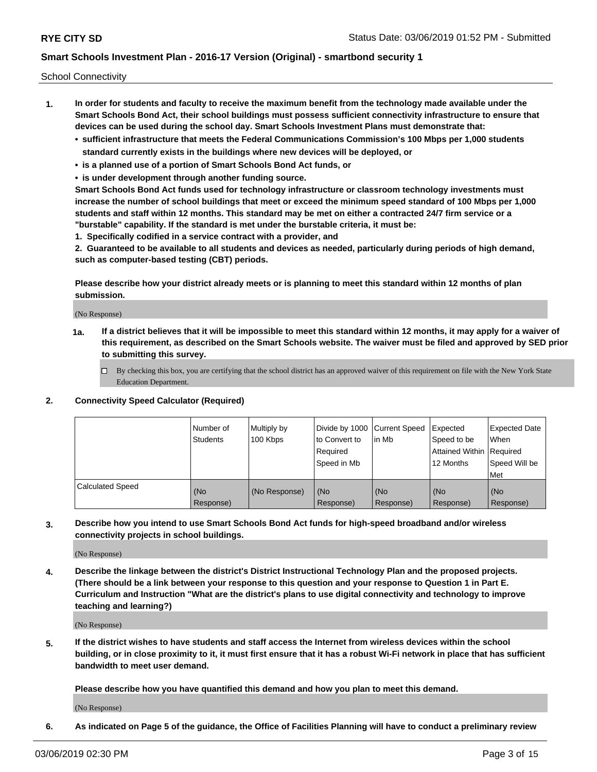School Connectivity

1. **In order for students and faculty to receive the maximum benefit from the technology made available under the Smart Schools Bond Act, their school buildings must possess sufficient connectivity infrastructure to ensure that devices can be used during the school day. Smart Schools Investment Plans must demonstrate that:**
   - **sufficient infrastructure that meets the Federal Communications Commission's 100 Mbps per 1,000 students standard currently exists in the buildings where new devices will be deployed, or**
   - **is a planned use of a portion of Smart Schools Bond Act funds, or**
   - **is under development through another funding source.**

   **Smart Schools Bond Act funds used for technology infrastructure or classroom technology investments must increase the number of school buildings that meet or exceed the minimum speed standard of 100 Mbps per 1,000 students and staff within 12 months. This standard may be met on either a contracted 24/7 firm service or a "burstable" capability. If the standard is met under the burstable criteria, it must be:**

   **1. Specifically codified in a service contract with a provider, and**

   **2. Guaranteed to be available to all students and devices as needed, particularly during periods of high demand, such as computer-based testing (CBT) periods.**

   **Please describe how your district already meets or is planning to meet this standard within 12 months of plan submission.**

   (No Response)

   **1a. If a district believes that it will be impossible to meet this standard within 12 months, it may apply for a waiver of this requirement, as described on the Smart Schools website. The waiver must be filed and approved by SED prior to submitting this survey.**

   ☐ By checking this box, you are certifying that the school district has an approved waiver of this requirement on file with the New York State Education Department.

2. **Connectivity Speed Calculator (Required)**

|  | Number of Students | Multiply by 100 Kbps | Divide by 1000 to Convert to Required Speed in Mb | Current Speed in Mb | Expected Speed to be Attained Within 12 Months | Expected Date When Required Speed Will be Met |
|---|---|---|---|---|---|---|
| Calculated Speed | (No Response) | (No Response) | (No Response) | (No Response) | (No Response) | (No Response) |

3. **Describe how you intend to use Smart Schools Bond Act funds for high-speed broadband and/or wireless connectivity projects in school buildings.**

   (No Response)

4. **Describe the linkage between the district's District Instructional Technology Plan and the proposed projects. (There should be a link between your response to this question and your response to Question 1 in Part E. Curriculum and Instruction "What are the district's plans to use digital connectivity and technology to improve teaching and learning?)**

   (No Response)

5. **If the district wishes to have students and staff access the Internet from wireless devices within the school building, or in close proximity to it, it must first ensure that it has a robust Wi-Fi network in place that has sufficient bandwidth to meet user demand.**

   **Please describe how you have quantified this demand and how you plan to meet this demand.**

   (No Response)

6. **As indicated on Page 5 of the guidance, the Office of Facilities Planning will have to conduct a preliminary review**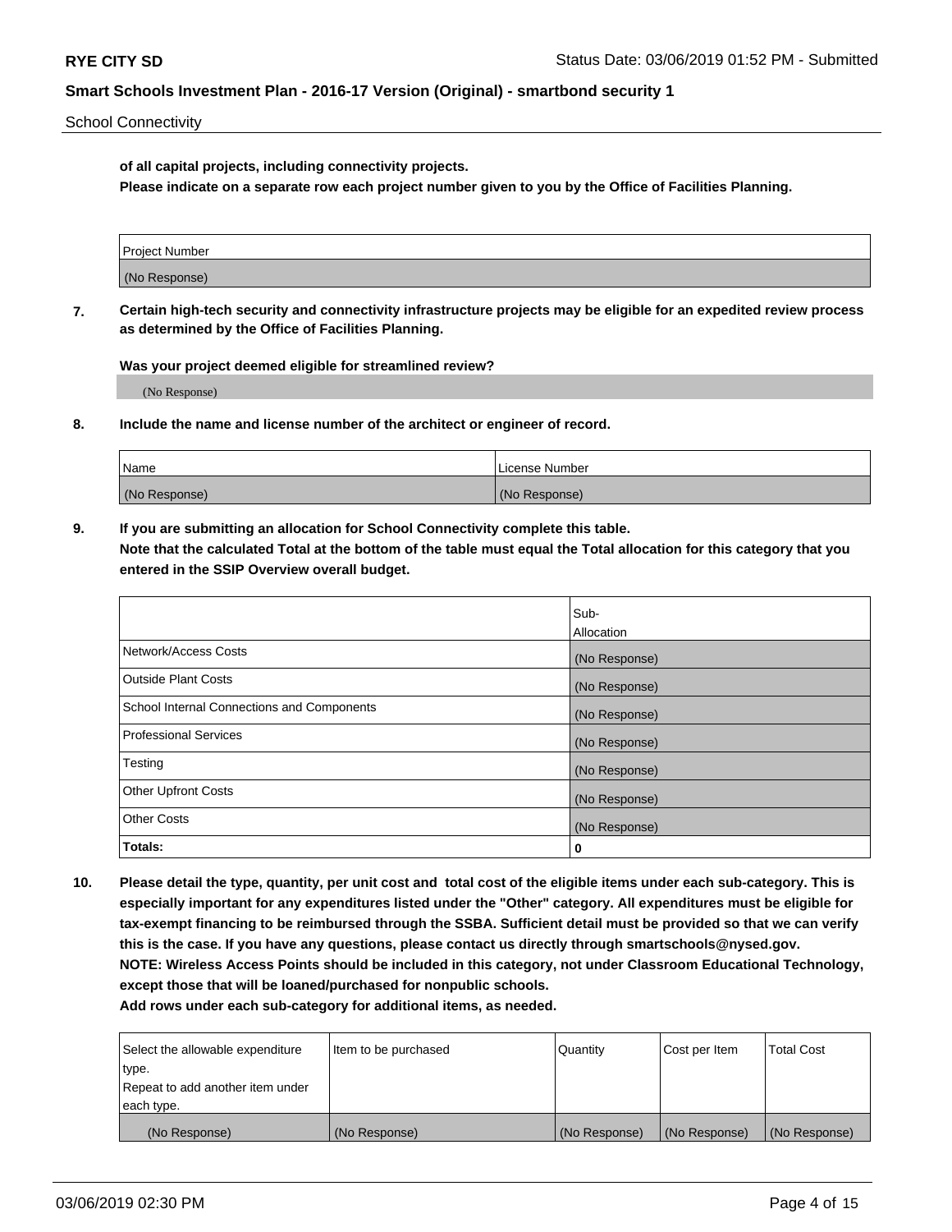**of all capital projects, including connectivity projects.**
**Please indicate on a separate row each project number given to you by the Office of Facilities Planning.**

| Project Number |
|---|
| (No Response) |

**7. Certain high-tech security and connectivity infrastructure projects may be eligible for an expedited review process as determined by the Office of Facilities Planning.**

**Was your project deemed eligible for streamlined review?**

(No Response)

**8. Include the name and license number of the architect or engineer of record.**

| Name | License Number |
|---|---|
| (No Response) | (No Response) |

**9. If you are submitting an allocation for School Connectivity complete this table.**
**Note that the calculated Total at the bottom of the table must equal the Total allocation for this category that you entered in the SSIP Overview overall budget.**

| | Sub-Allocation |
|---|---|
| Network/Access Costs | (No Response) |
| Outside Plant Costs | (No Response) |
| School Internal Connections and Components | (No Response) |
| Professional Services | (No Response) |
| Testing | (No Response) |
| Other Upfront Costs | (No Response) |
| Other Costs | (No Response) |
| **Totals:** | 0 |

**10. Please detail the type, quantity, per unit cost and total cost of the eligible items under each sub-category. This is especially important for any expenditures listed under the "Other" category. All expenditures must be eligible for tax-exempt financing to be reimbursed through the SSBA. Sufficient detail must be provided so that we can verify this is the case. If you have any questions, please contact us directly through smartschools@nysed.gov.**
**NOTE: Wireless Access Points should be included in this category, not under Classroom Educational Technology, except those that will be loaned/purchased for nonpublic schools.**
**Add rows under each sub-category for additional items, as needed.**

| Select the allowable expenditure type. Repeat to add another item under each type. | Item to be purchased | Quantity | Cost per Item | Total Cost |
|---|---|---|---|---|
| (No Response) | (No Response) | (No Response) | (No Response) | (No Response) |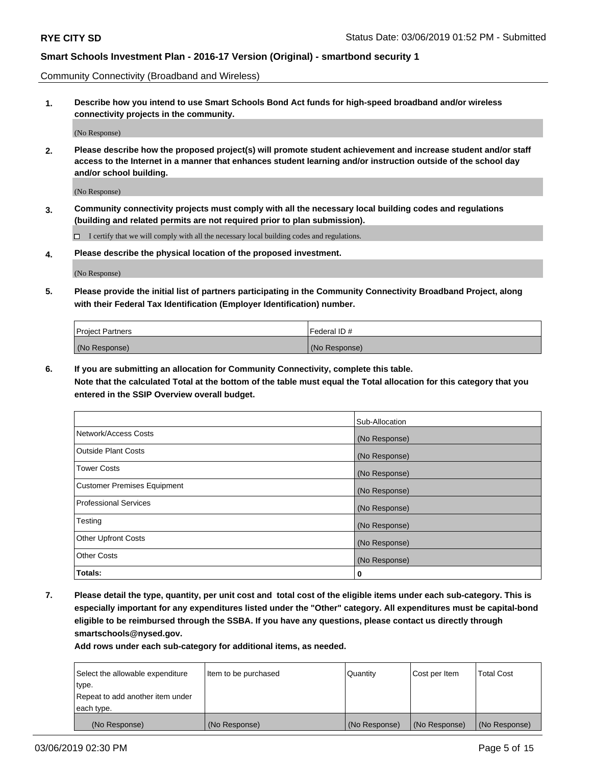Community Connectivity (Broadband and Wireless)

**1. Describe how you intend to use Smart Schools Bond Act funds for high-speed broadband and/or wireless connectivity projects in the community.**

(No Response)

**2. Please describe how the proposed project(s) will promote student achievement and increase student and/or staff access to the Internet in a manner that enhances student learning and/or instruction outside of the school day and/or school building.**

(No Response)

**3. Community connectivity projects must comply with all the necessary local building codes and regulations (building and related permits are not required prior to plan submission).**

☐ I certify that we will comply with all the necessary local building codes and regulations.

**4. Please describe the physical location of the proposed investment.**

(No Response)

**5. Please provide the initial list of partners participating in the Community Connectivity Broadband Project, along with their Federal Tax Identification (Employer Identification) number.**

| Project Partners | Federal ID # |
|---|---|
| (No Response) | (No Response) |

**6. If you are submitting an allocation for Community Connectivity, complete this table. Note that the calculated Total at the bottom of the table must equal the Total allocation for this category that you entered in the SSIP Overview overall budget.**

| | Sub-Allocation |
|---|---|
| Network/Access Costs | (No Response) |
| Outside Plant Costs | (No Response) |
| Tower Costs | (No Response) |
| Customer Premises Equipment | (No Response) |
| Professional Services | (No Response) |
| Testing | (No Response) |
| Other Upfront Costs | (No Response) |
| Other Costs | (No Response) |
| **Totals:** | **0** |

**7. Please detail the type, quantity, per unit cost and total cost of the eligible items under each sub-category. This is especially important for any expenditures listed under the "Other" category. All expenditures must be capital-bond eligible to be reimbursed through the SSBA. If you have any questions, please contact us directly through smartschools@nysed.gov.**

**Add rows under each sub-category for additional items, as needed.**

| Select the allowable expenditure type. Repeat to add another item under each type. | Item to be purchased | Quantity | Cost per Item | Total Cost |
|---|---|---|---|---|
| (No Response) | (No Response) | (No Response) | (No Response) | (No Response) |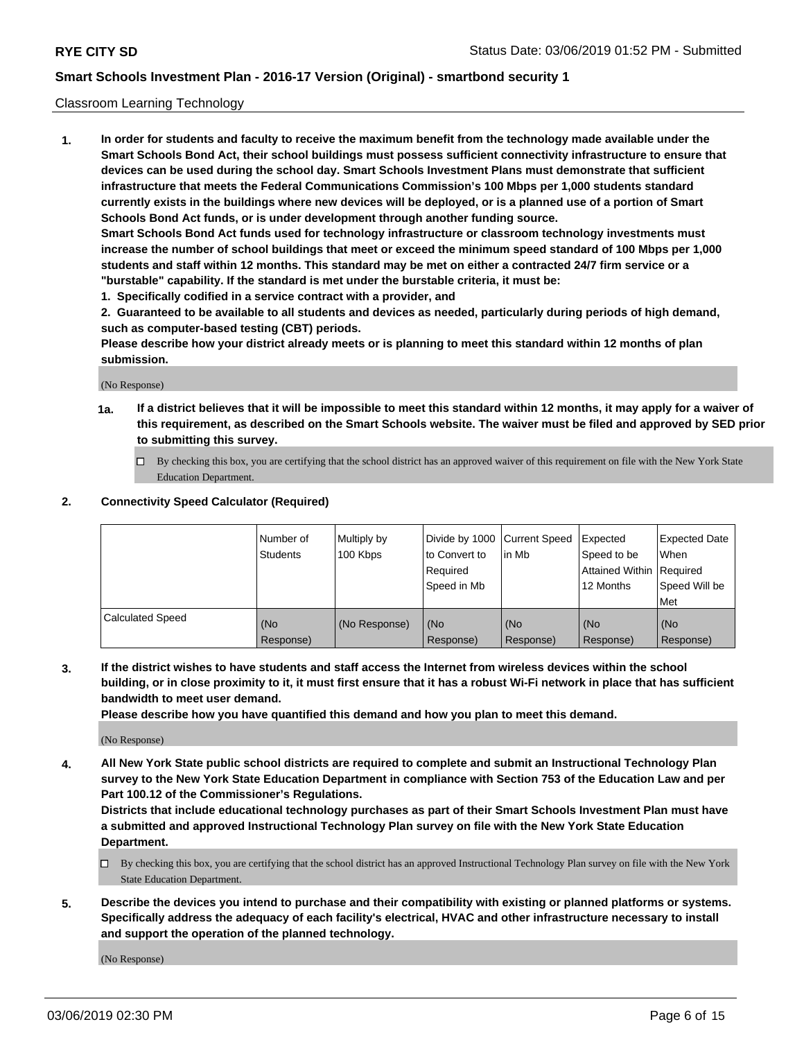Classroom Learning Technology

1. **In order for students and faculty to receive the maximum benefit from the technology made available under the Smart Schools Bond Act, their school buildings must possess sufficient connectivity infrastructure to ensure that devices can be used during the school day. Smart Schools Investment Plans must demonstrate that sufficient infrastructure that meets the Federal Communications Commission's 100 Mbps per 1,000 students standard currently exists in the buildings where new devices will be deployed, or is a planned use of a portion of Smart Schools Bond Act funds, or is under development through another funding source.**
   **Smart Schools Bond Act funds used for technology infrastructure or classroom technology investments must increase the number of school buildings that meet or exceed the minimum speed standard of 100 Mbps per 1,000 students and staff within 12 months. This standard may be met on either a contracted 24/7 firm service or a "burstable" capability. If the standard is met under the burstable criteria, it must be:**
   **1. Specifically codified in a service contract with a provider, and**
   **2. Guaranteed to be available to all students and devices as needed, particularly during periods of high demand, such as computer-based testing (CBT) periods.**
   **Please describe how your district already meets or is planning to meet this standard within 12 months of plan submission.**

   (No Response)

   **1a. If a district believes that it will be impossible to meet this standard within 12 months, it may apply for a waiver of this requirement, as described on the Smart Schools website. The waiver must be filed and approved by SED prior to submitting this survey.**

   ☐ By checking this box, you are certifying that the school district has an approved waiver of this requirement on file with the New York State Education Department.

2. **Connectivity Speed Calculator (Required)**

| | Number of Students | Multiply by 100 Kbps | Divide by 1000 to Convert to Required Speed in Mb | Current Speed in Mb | Expected Speed to be Attained Within 12 Months | Expected Date When Required Speed Will be Met |
|---|---|---|---|---|---|---|
| Calculated Speed | (No Response) | (No Response) | (No Response) | (No Response) | (No Response) | (No Response) |

3. **If the district wishes to have students and staff access the Internet from wireless devices within the school building, or in close proximity to it, it must first ensure that it has a robust Wi-Fi network in place that has sufficient bandwidth to meet user demand.**
   **Please describe how you have quantified this demand and how you plan to meet this demand.**

   (No Response)

4. **All New York State public school districts are required to complete and submit an Instructional Technology Plan survey to the New York State Education Department in compliance with Section 753 of the Education Law and per Part 100.12 of the Commissioner's Regulations.**
   **Districts that include educational technology purchases as part of their Smart Schools Investment Plan must have a submitted and approved Instructional Technology Plan survey on file with the New York State Education Department.**

   ☐ By checking this box, you are certifying that the school district has an approved Instructional Technology Plan survey on file with the New York State Education Department.

5. **Describe the devices you intend to purchase and their compatibility with existing or planned platforms or systems. Specifically address the adequacy of each facility's electrical, HVAC and other infrastructure necessary to install and support the operation of the planned technology.**

   (No Response)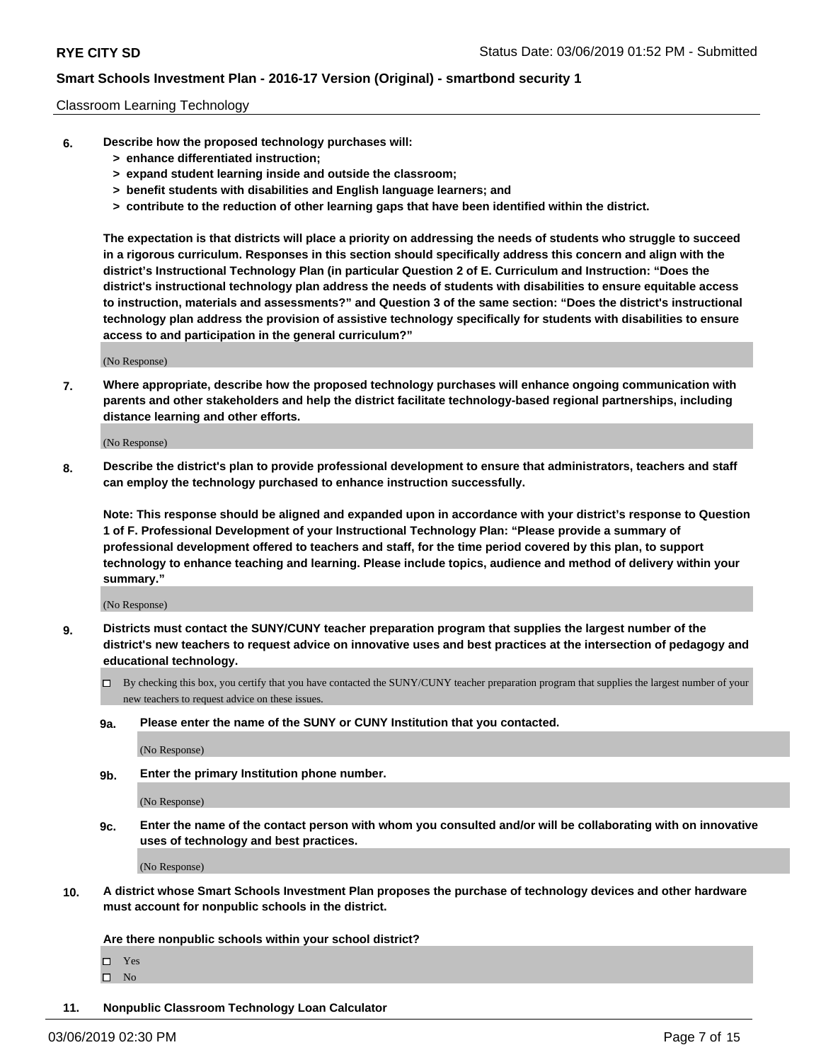Classroom Learning Technology

**6. Describe how the proposed technology purchases will:**

- **> enhance differentiated instruction;**
- **> expand student learning inside and outside the classroom;**
- **> benefit students with disabilities and English language learners; and**
- **> contribute to the reduction of other learning gaps that have been identified within the district.**

**The expectation is that districts will place a priority on addressing the needs of students who struggle to succeed in a rigorous curriculum. Responses in this section should specifically address this concern and align with the district's Instructional Technology Plan (in particular Question 2 of E. Curriculum and Instruction: "Does the district's instructional technology plan address the needs of students with disabilities to ensure equitable access to instruction, materials and assessments?" and Question 3 of the same section: "Does the district's instructional technology plan address the provision of assistive technology specifically for students with disabilities to ensure access to and participation in the general curriculum?"**

(No Response)

**7. Where appropriate, describe how the proposed technology purchases will enhance ongoing communication with parents and other stakeholders and help the district facilitate technology-based regional partnerships, including distance learning and other efforts.**

(No Response)

**8. Describe the district's plan to provide professional development to ensure that administrators, teachers and staff can employ the technology purchased to enhance instruction successfully.**

**Note: This response should be aligned and expanded upon in accordance with your district's response to Question 1 of F. Professional Development of your Instructional Technology Plan: "Please provide a summary of professional development offered to teachers and staff, for the time period covered by this plan, to support technology to enhance teaching and learning. Please include topics, audience and method of delivery within your summary."**

(No Response)

**9. Districts must contact the SUNY/CUNY teacher preparation program that supplies the largest number of the district's new teachers to request advice on innovative uses and best practices at the intersection of pedagogy and educational technology.**

☐ By checking this box, you certify that you have contacted the SUNY/CUNY teacher preparation program that supplies the largest number of your new teachers to request advice on these issues.

**9a. Please enter the name of the SUNY or CUNY Institution that you contacted.**

(No Response)

**9b. Enter the primary Institution phone number.**

(No Response)

**9c. Enter the name of the contact person with whom you consulted and/or will be collaborating with on innovative uses of technology and best practices.**

(No Response)

**10. A district whose Smart Schools Investment Plan proposes the purchase of technology devices and other hardware must account for nonpublic schools in the district.**

**Are there nonpublic schools within your school district?**

☐ Yes
☐ No

**11. Nonpublic Classroom Technology Loan Calculator**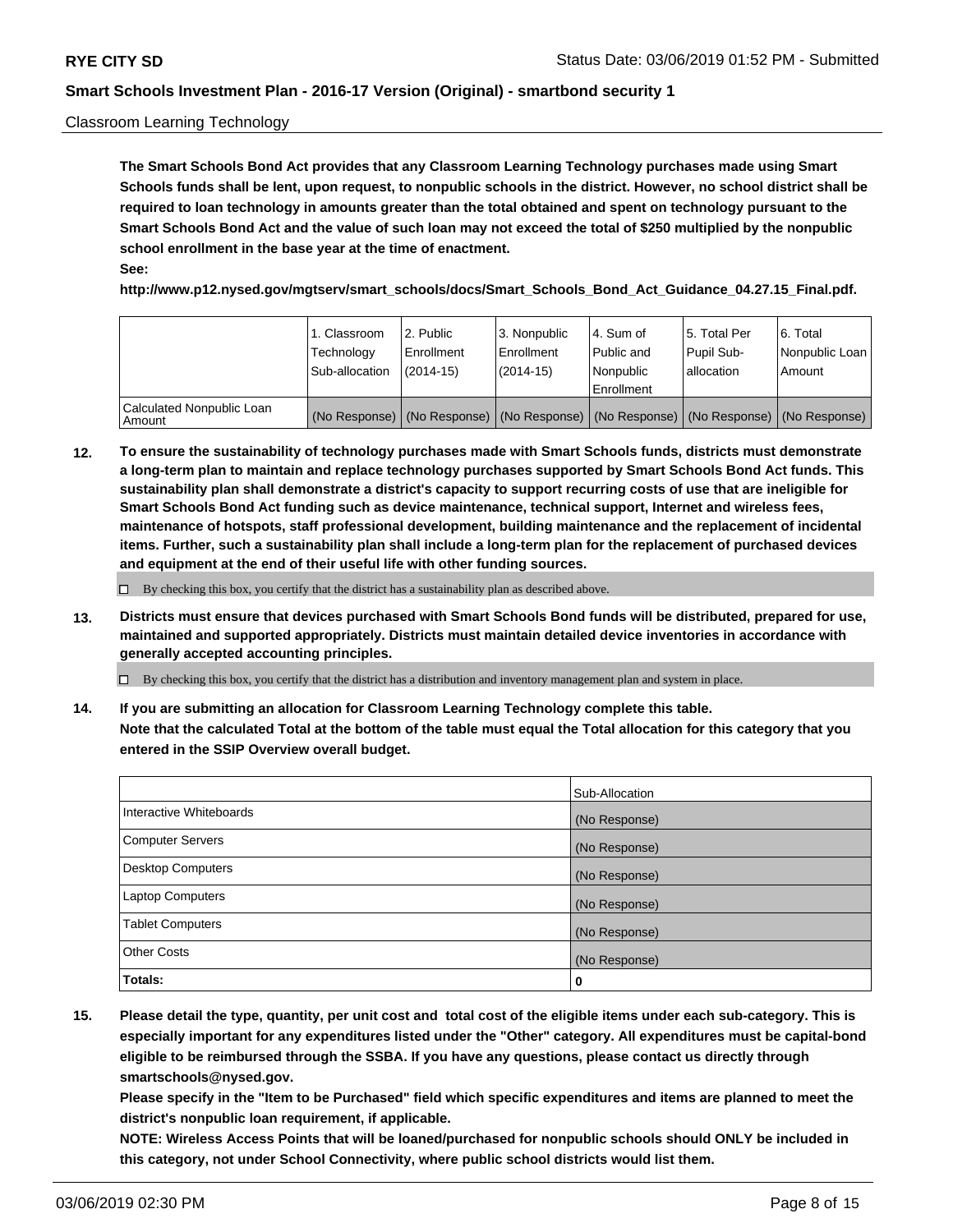Classroom Learning Technology

**The Smart Schools Bond Act provides that any Classroom Learning Technology purchases made using Smart Schools funds shall be lent, upon request, to nonpublic schools in the district. However, no school district shall be required to loan technology in amounts greater than the total obtained and spent on technology pursuant to the Smart Schools Bond Act and the value of such loan may not exceed the total of $250 multiplied by the nonpublic school enrollment in the base year at the time of enactment.**

**See:**

**http://www.p12.nysed.gov/mgtserv/smart_schools/docs/Smart_Schools_Bond_Act_Guidance_04.27.15_Final.pdf.**

| | 1. Classroom Technology Sub-allocation | 2. Public Enrollment (2014-15) | 3. Nonpublic Enrollment (2014-15) | 4. Sum of Public and Nonpublic Enrollment | 5. Total Per Pupil Sub-allocation | 6. Total Nonpublic Loan Amount |
|---|---|---|---|---|---|---|
| Calculated Nonpublic Loan Amount | (No Response) | (No Response) | (No Response) | (No Response) | (No Response) | (No Response) |

**12. To ensure the sustainability of technology purchases made with Smart Schools funds, districts must demonstrate a long-term plan to maintain and replace technology purchases supported by Smart Schools Bond Act funds. This sustainability plan shall demonstrate a district's capacity to support recurring costs of use that are ineligible for Smart Schools Bond Act funding such as device maintenance, technical support, Internet and wireless fees, maintenance of hotspots, staff professional development, building maintenance and the replacement of incidental items. Further, such a sustainability plan shall include a long-term plan for the replacement of purchased devices and equipment at the end of their useful life with other funding sources.**

☐ By checking this box, you certify that the district has a sustainability plan as described above.

**13. Districts must ensure that devices purchased with Smart Schools Bond funds will be distributed, prepared for use, maintained and supported appropriately. Districts must maintain detailed device inventories in accordance with generally accepted accounting principles.**

☐ By checking this box, you certify that the district has a distribution and inventory management plan and system in place.

**14. If you are submitting an allocation for Classroom Learning Technology complete this table.**
**Note that the calculated Total at the bottom of the table must equal the Total allocation for this category that you entered in the SSIP Overview overall budget.**

| | Sub-Allocation |
|---|---|
| Interactive Whiteboards | (No Response) |
| Computer Servers | (No Response) |
| Desktop Computers | (No Response) |
| Laptop Computers | (No Response) |
| Tablet Computers | (No Response) |
| Other Costs | (No Response) |
| **Totals:** | **0** |

**15. Please detail the type, quantity, per unit cost and total cost of the eligible items under each sub-category. This is especially important for any expenditures listed under the "Other" category. All expenditures must be capital-bond eligible to be reimbursed through the SSBA. If you have any questions, please contact us directly through smartschools@nysed.gov.**

**Please specify in the "Item to be Purchased" field which specific expenditures and items are planned to meet the district's nonpublic loan requirement, if applicable.**

**NOTE: Wireless Access Points that will be loaned/purchased for nonpublic schools should ONLY be included in this category, not under School Connectivity, where public school districts would list them.**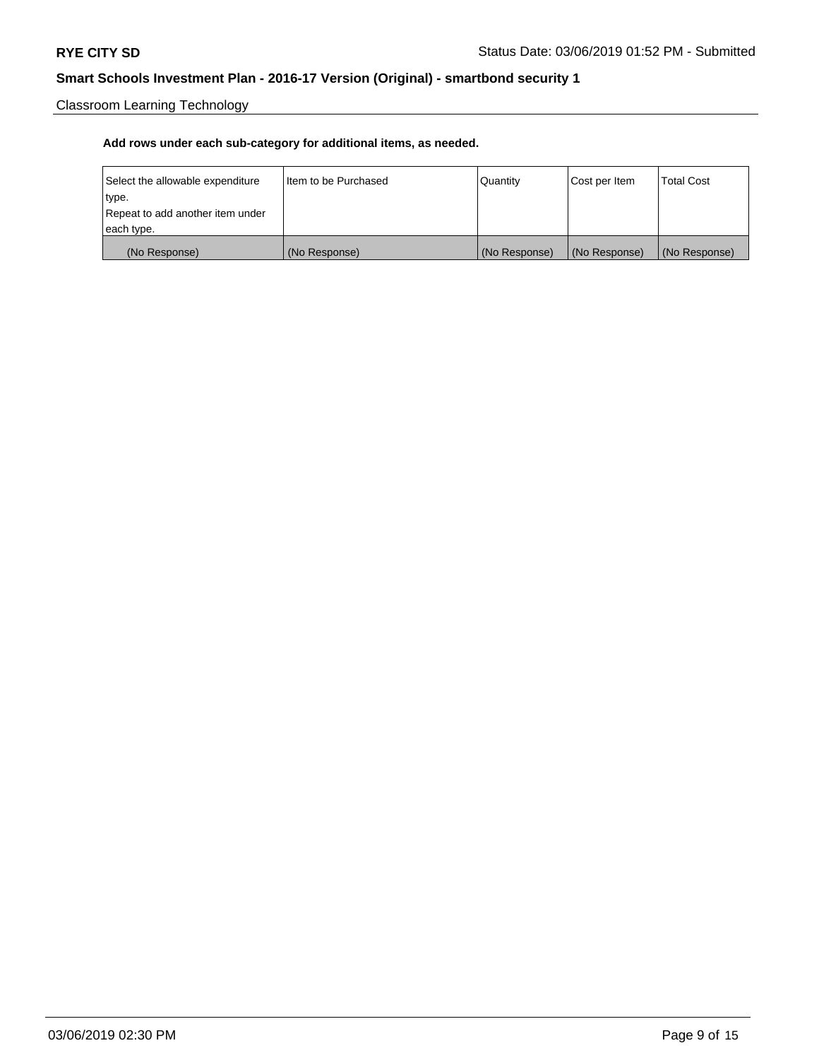Classroom Learning Technology

**Add rows under each sub-category for additional items, as needed.**

| Select the allowable expenditure type. Repeat to add another item under each type. | Item to be Purchased | Quantity | Cost per Item | Total Cost |
|---|---|---|---|---|
| (No Response) | (No Response) | (No Response) | (No Response) | (No Response) |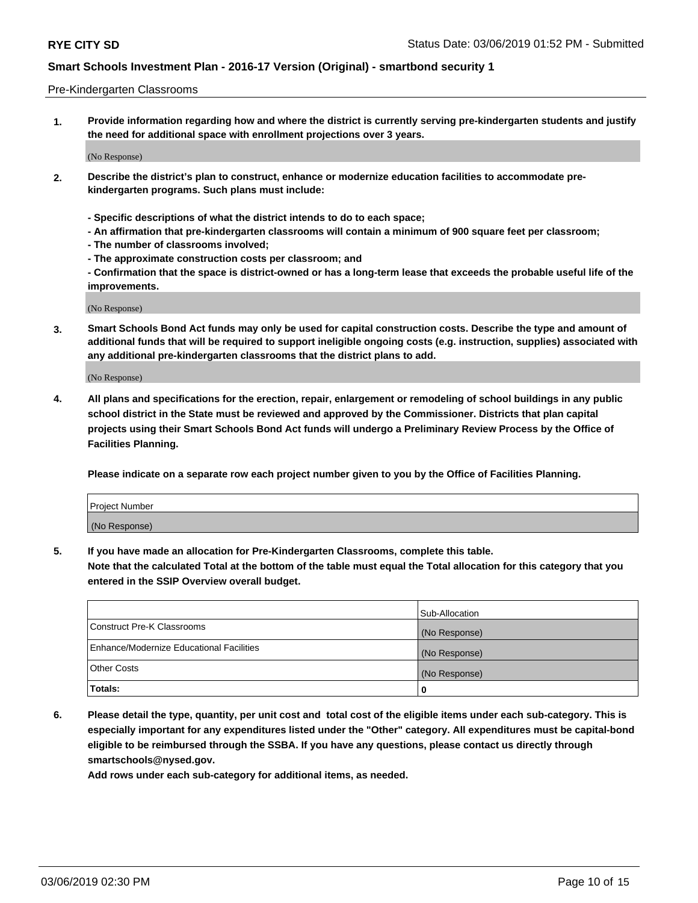Pre-Kindergarten Classrooms

1. **Provide information regarding how and where the district is currently serving pre-kindergarten students and justify the need for additional space with enrollment projections over 3 years.**

   (No Response)

2. **Describe the district's plan to construct, enhance or modernize education facilities to accommodate pre-kindergarten programs. Such plans must include:**

   **- Specific descriptions of what the district intends to do to each space;**
   **- An affirmation that pre-kindergarten classrooms will contain a minimum of 900 square feet per classroom;**
   **- The number of classrooms involved;**
   **- The approximate construction costs per classroom; and**
   **- Confirmation that the space is district-owned or has a long-term lease that exceeds the probable useful life of the improvements.**

   (No Response)

3. **Smart Schools Bond Act funds may only be used for capital construction costs. Describe the type and amount of additional funds that will be required to support ineligible ongoing costs (e.g. instruction, supplies) associated with any additional pre-kindergarten classrooms that the district plans to add.**

   (No Response)

4. **All plans and specifications for the erection, repair, enlargement or remodeling of school buildings in any public school district in the State must be reviewed and approved by the Commissioner. Districts that plan capital projects using their Smart Schools Bond Act funds will undergo a Preliminary Review Process by the Office of Facilities Planning.**

   **Please indicate on a separate row each project number given to you by the Office of Facilities Planning.**

| Project Number |
| --- |
| (No Response) |

5. **If you have made an allocation for Pre-Kindergarten Classrooms, complete this table.**
   **Note that the calculated Total at the bottom of the table must equal the Total allocation for this category that you entered in the SSIP Overview overall budget.**

| | Sub-Allocation |
| --- | --- |
| Construct Pre-K Classrooms | (No Response) |
| Enhance/Modernize Educational Facilities | (No Response) |
| Other Costs | (No Response) |
| **Totals:** | **0** |

6. **Please detail the type, quantity, per unit cost and total cost of the eligible items under each sub-category. This is especially important for any expenditures listed under the "Other" category. All expenditures must be capital-bond eligible to be reimbursed through the SSBA. If you have any questions, please contact us directly through smartschools@nysed.gov.**
   **Add rows under each sub-category for additional items, as needed.**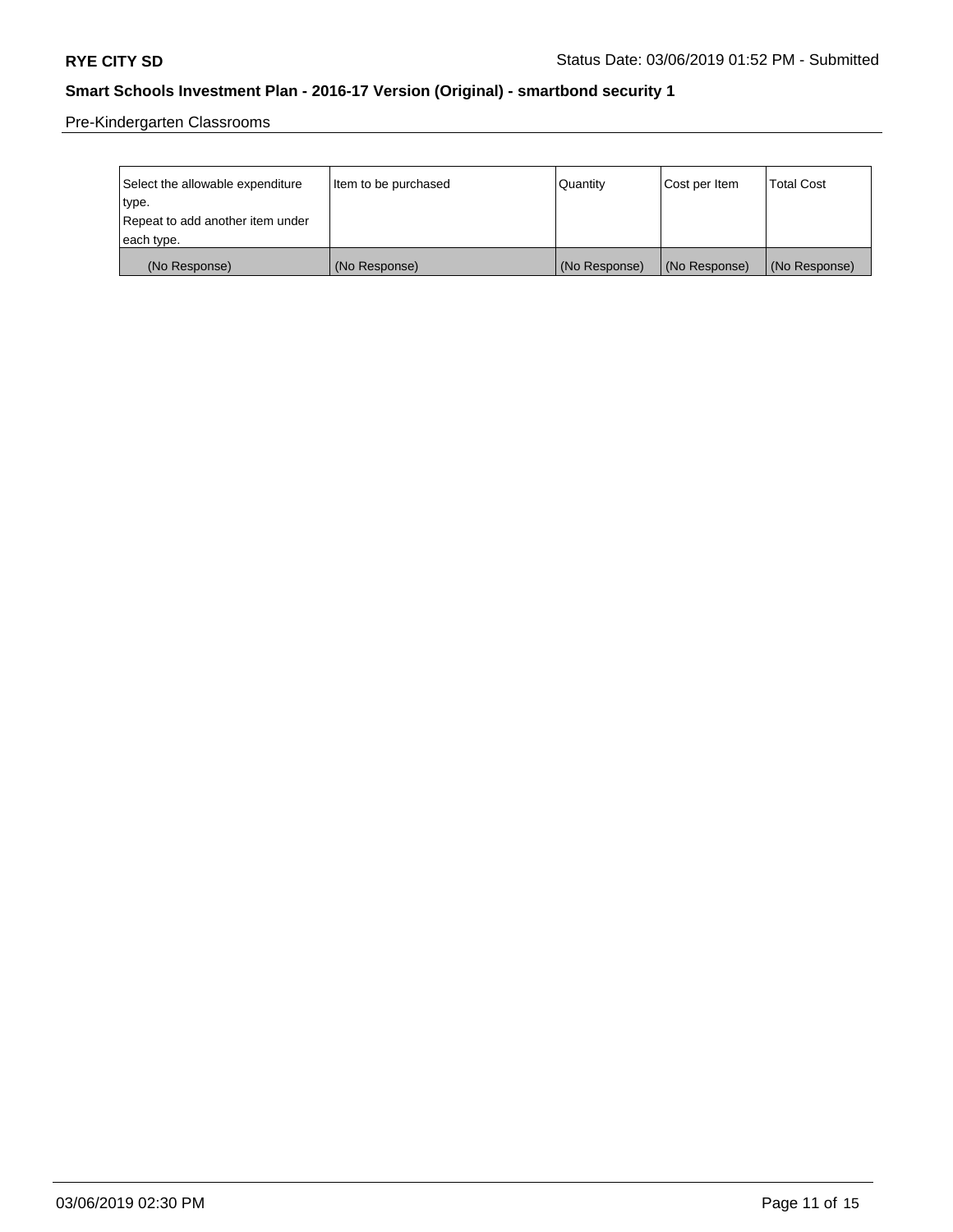Pre-Kindergarten Classrooms

| Select the allowable expenditure type. Repeat to add another item under each type. | Item to be purchased | Quantity | Cost per Item | Total Cost |
|---|---|---|---|---|
| (No Response) | (No Response) | (No Response) | (No Response) | (No Response) |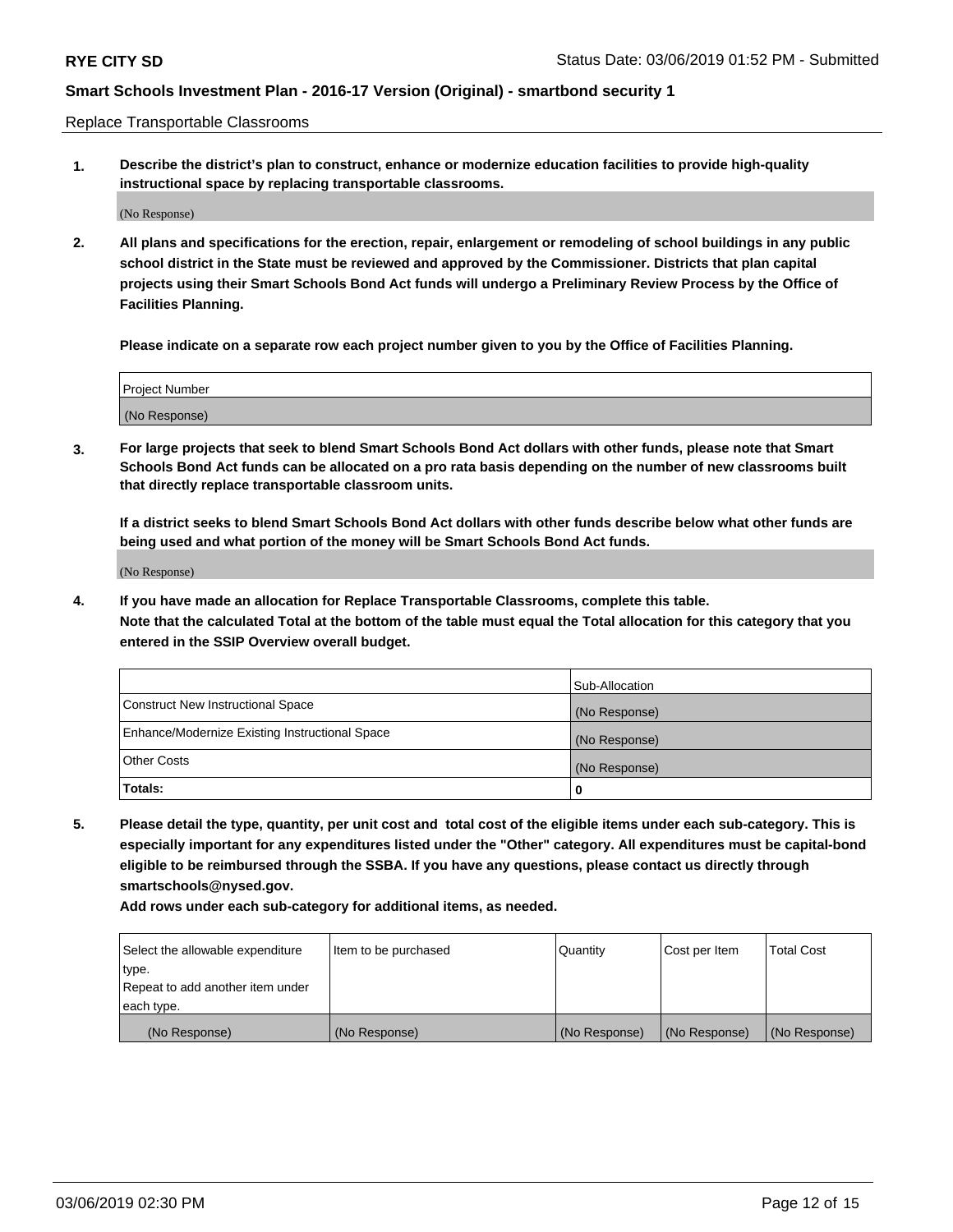Replace Transportable Classrooms

1. **Describe the district's plan to construct, enhance or modernize education facilities to provide high-quality instructional space by replacing transportable classrooms.**

(No Response)

2. **All plans and specifications for the erection, repair, enlargement or remodeling of school buildings in any public school district in the State must be reviewed and approved by the Commissioner. Districts that plan capital projects using their Smart Schools Bond Act funds will undergo a Preliminary Review Process by the Office of Facilities Planning.**

**Please indicate on a separate row each project number given to you by the Office of Facilities Planning.**

| Project Number |
|---|
| (No Response) |

3. **For large projects that seek to blend Smart Schools Bond Act dollars with other funds, please note that Smart Schools Bond Act funds can be allocated on a pro rata basis depending on the number of new classrooms built that directly replace transportable classroom units.**

**If a district seeks to blend Smart Schools Bond Act dollars with other funds describe below what other funds are being used and what portion of the money will be Smart Schools Bond Act funds.**

(No Response)

4. **If you have made an allocation for Replace Transportable Classrooms, complete this table. Note that the calculated Total at the bottom of the table must equal the Total allocation for this category that you entered in the SSIP Overview overall budget.**

| | Sub-Allocation |
|---|---|
| Construct New Instructional Space | (No Response) |
| Enhance/Modernize Existing Instructional Space | (No Response) |
| Other Costs | (No Response) |
| **Totals:** | 0 |

5. **Please detail the type, quantity, per unit cost and total cost of the eligible items under each sub-category. This is especially important for any expenditures listed under the "Other" category. All expenditures must be capital-bond eligible to be reimbursed through the SSBA. If you have any questions, please contact us directly through smartschools@nysed.gov.**

**Add rows under each sub-category for additional items, as needed.**

| Select the allowable expenditure type. Repeat to add another item under each type. | Item to be purchased | Quantity | Cost per Item | Total Cost |
|---|---|---|---|---|
| (No Response) | (No Response) | (No Response) | (No Response) | (No Response) |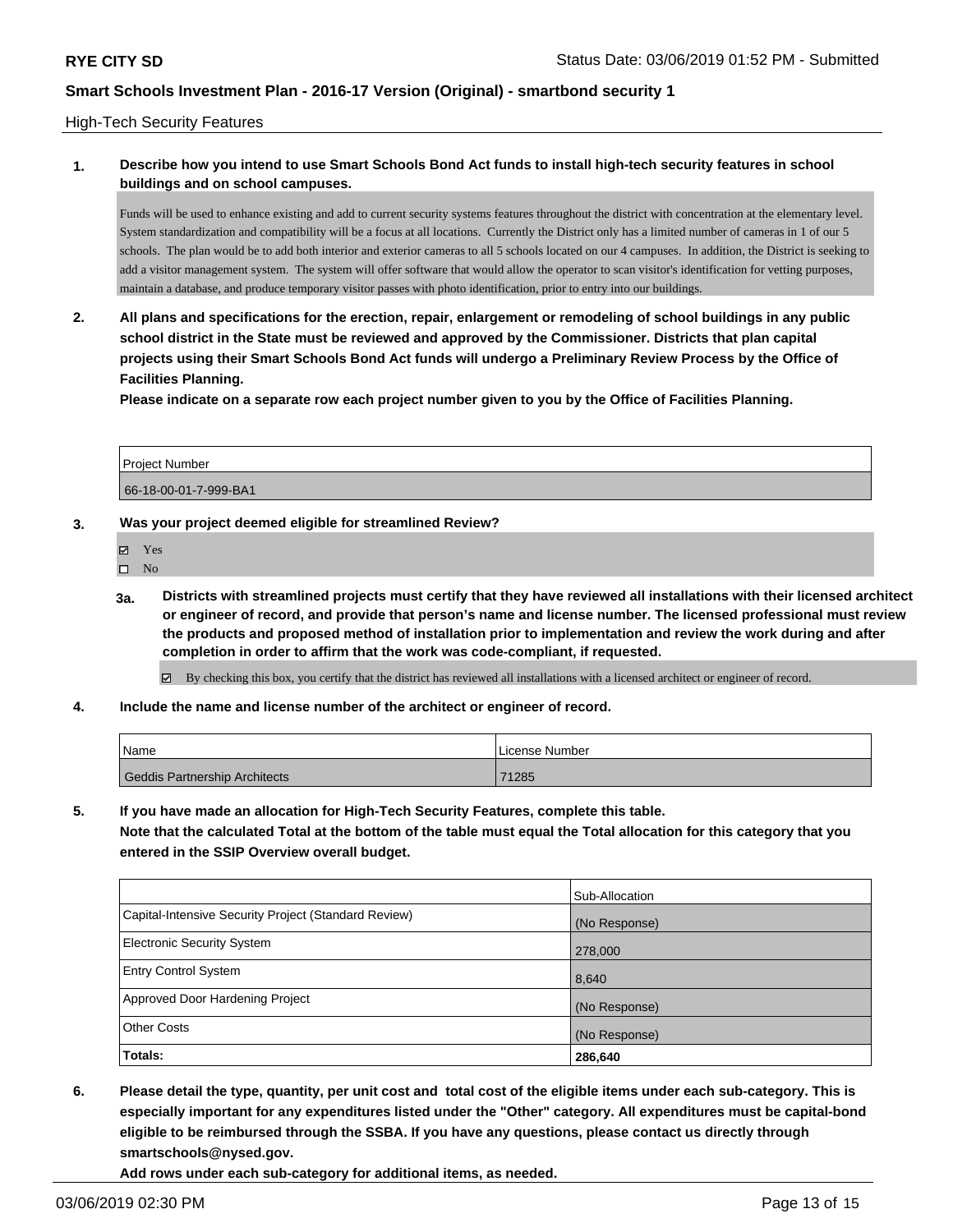High-Tech Security Features

**1. Describe how you intend to use Smart Schools Bond Act funds to install high-tech security features in school buildings and on school campuses.**

Funds will be used to enhance existing and add to current security systems features throughout the district with concentration at the elementary level. System standardization and compatibility will be a focus at all locations. Currently the District only has a limited number of cameras in 1 of our 5 schools. The plan would be to add both interior and exterior cameras to all 5 schools located on our 4 campuses. In addition, the District is seeking to add a visitor management system. The system will offer software that would allow the operator to scan visitor's identification for vetting purposes, maintain a database, and produce temporary visitor passes with photo identification, prior to entry into our buildings.

**2. All plans and specifications for the erection, repair, enlargement or remodeling of school buildings in any public school district in the State must be reviewed and approved by the Commissioner. Districts that plan capital projects using their Smart Schools Bond Act funds will undergo a Preliminary Review Process by the Office of Facilities Planning.**

**Please indicate on a separate row each project number given to you by the Office of Facilities Planning.**

| Project Number |
| --- |
| 66-18-00-01-7-999-BA1 |

**3. Was your project deemed eligible for streamlined Review?**

- ☑ Yes
- ☐ No

**3a. Districts with streamlined projects must certify that they have reviewed all installations with their licensed architect or engineer of record, and provide that person's name and license number. The licensed professional must review the products and proposed method of installation prior to implementation and review the work during and after completion in order to affirm that the work was code-compliant, if requested.**

☑ By checking this box, you certify that the district has reviewed all installations with a licensed architect or engineer of record.

**4. Include the name and license number of the architect or engineer of record.**

| Name | License Number |
| --- | --- |
| Geddis Partnership Architects | 71285 |

**5. If you have made an allocation for High-Tech Security Features, complete this table.**
**Note that the calculated Total at the bottom of the table must equal the Total allocation for this category that you entered in the SSIP Overview overall budget.**

| | Sub-Allocation |
| --- | --- |
| Capital-Intensive Security Project (Standard Review) | (No Response) |
| Electronic Security System | 278,000 |
| Entry Control System | 8,640 |
| Approved Door Hardening Project | (No Response) |
| Other Costs | (No Response) |
| **Totals:** | **286,640** |

**6. Please detail the type, quantity, per unit cost and total cost of the eligible items under each sub-category. This is especially important for any expenditures listed under the "Other" category. All expenditures must be capital-bond eligible to be reimbursed through the SSBA. If you have any questions, please contact us directly through smartschools@nysed.gov.**
**Add rows under each sub-category for additional items, as needed.**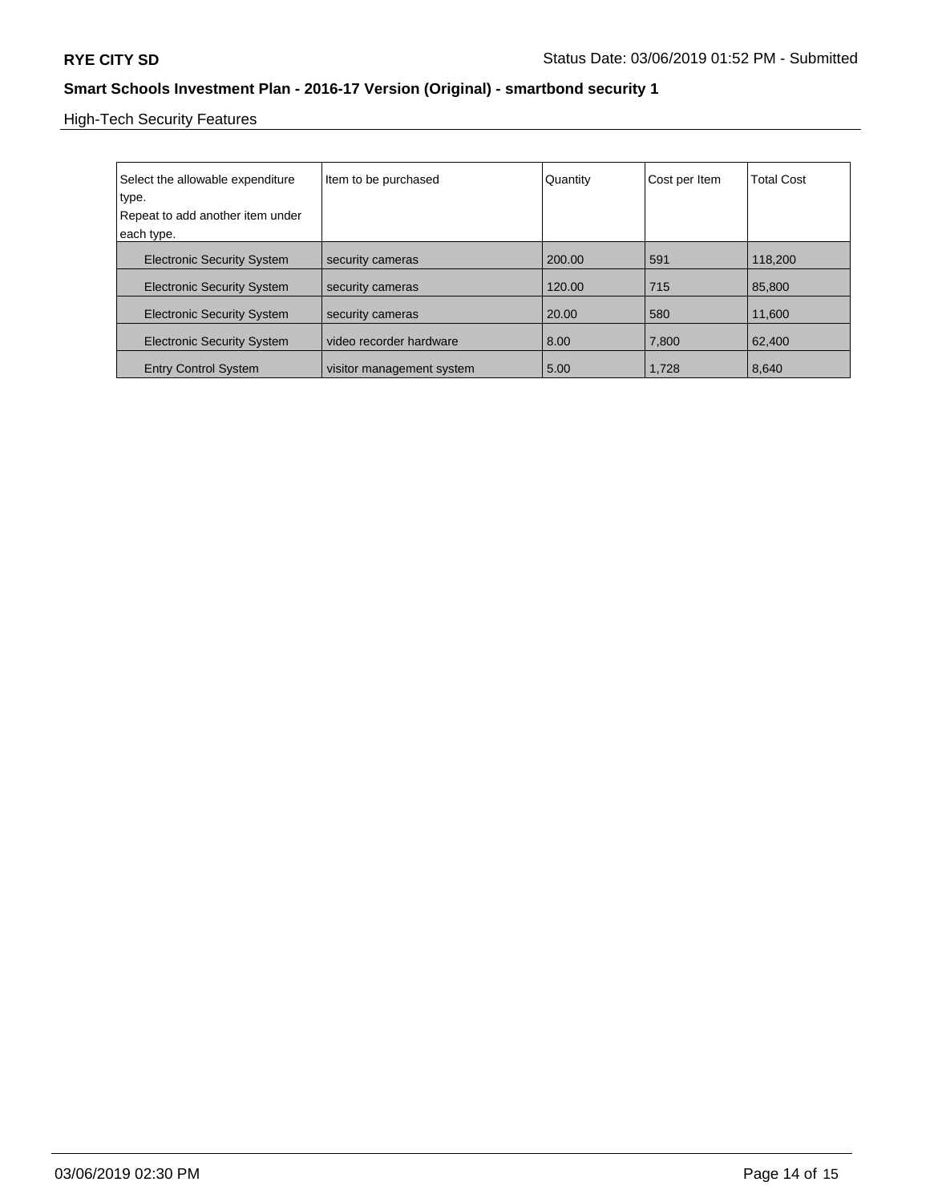High-Tech Security Features

| Select the allowable expenditure type. Repeat to add another item under each type. | Item to be purchased | Quantity | Cost per Item | Total Cost |
|---|---|---|---|---|
| Electronic Security System | security cameras | 200.00 | 591 | 118,200 |
| Electronic Security System | security cameras | 120.00 | 715 | 85,800 |
| Electronic Security System | security cameras | 20.00 | 580 | 11,600 |
| Electronic Security System | video recorder hardware | 8.00 | 7,800 | 62,400 |
| Entry Control System | visitor management system | 5.00 | 1,728 | 8,640 |